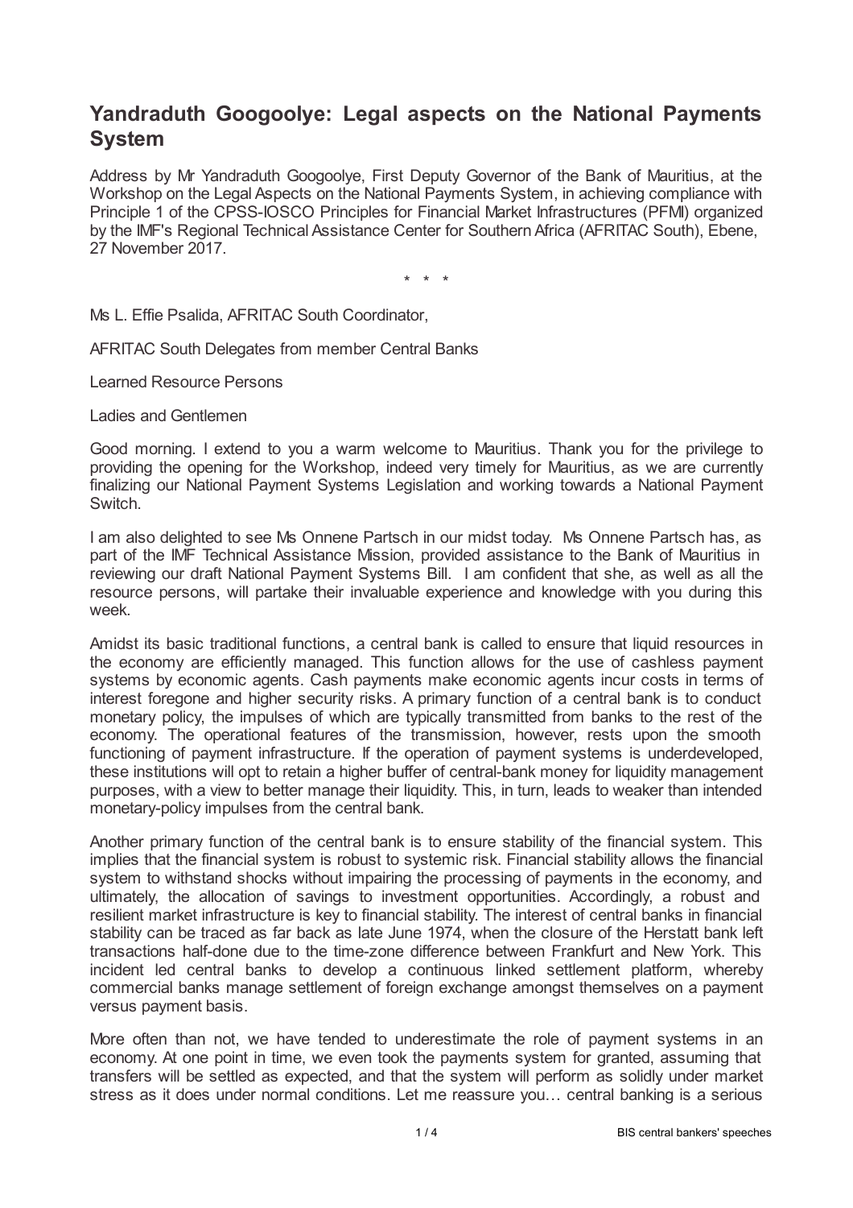# Yandraduth Googoolye: Legal aspects on the National Payments System

Address by Mr Yandraduth Googoolye, First Deputy Governor of the Bank of Mauritius, at the Workshop on the Legal Aspects on the National Payments System, in achieving compliance with Principle 1 of the CPSS-IOSCO Principles for Financial Market Infrastructures (PFMI) organized by the IMF's Regional Technical Assistance Center for Southern Africa (AFRITAC South), Ebene, 27 November 2017.

\* \* \*

Ms L. Effie Psalida, AFRITAC South Coordinator,

AFRITAC South Delegates from member Central Banks

Learned Resource Persons

Ladies and Gentlemen

Good morning. I extend to you a warm welcome to Mauritius. Thank you for the privilege to providing the opening for the Workshop, indeed very timely for Mauritius, as we are currently finalizing our National Payment Systems Legislation and working towards a National Payment Switch.

I am also delighted to see Ms Onnene Partsch in our midst today. Ms Onnene Partsch has, as part of the IMF Technical Assistance Mission, provided assistance to the Bank of Mauritius in reviewing our draft National Payment Systems Bill. I am confident that she, as well as all the resource persons, will partake their invaluable experience and knowledge with you during this week.

Amidst its basic traditional functions, a central bank is called to ensure that liquid resources in the economy are efficiently managed. This function allows for the use of cashless payment systems by economic agents. Cash payments make economic agents incur costs in terms of interest foregone and higher security risks. A primary function of a central bank is to conduct monetary policy, the impulses of which are typically transmitted from banks to the rest of the economy. The operational features of the transmission, however, rests upon the smooth functioning of payment infrastructure. If the operation of payment systems is underdeveloped, these institutions will opt to retain a higher buffer of central-bank money for liquidity management purposes, with a view to better manage their liquidity. This, in turn, leads to weaker than intended monetary-policy impulses from the central bank.

Another primary function of the central bank is to ensure stability of the financial system. This implies that the financial system is robust to systemic risk. Financial stability allows the financial system to withstand shocks without impairing the processing of payments in the economy, and ultimately, the allocation of savings to investment opportunities. Accordingly, a robust and resilient market infrastructure is key to financial stability. The interest of central banks in financial stability can be traced as far back as late June 1974, when the closure of the Herstatt bank left transactions half-done due to the time-zone difference between Frankfurt and New York. This incident led central banks to develop a continuous linked settlement platform, whereby commercial banks manage settlement of foreign exchange amongst themselves on a payment versus payment basis.

More often than not, we have tended to underestimate the role of payment systems in an economy. At one point in time, we even took the payments system for granted, assuming that transfers will be settled as expected, and that the system will perform as solidly under market stress as it does under normal conditions. Let me reassure you… central banking is a serious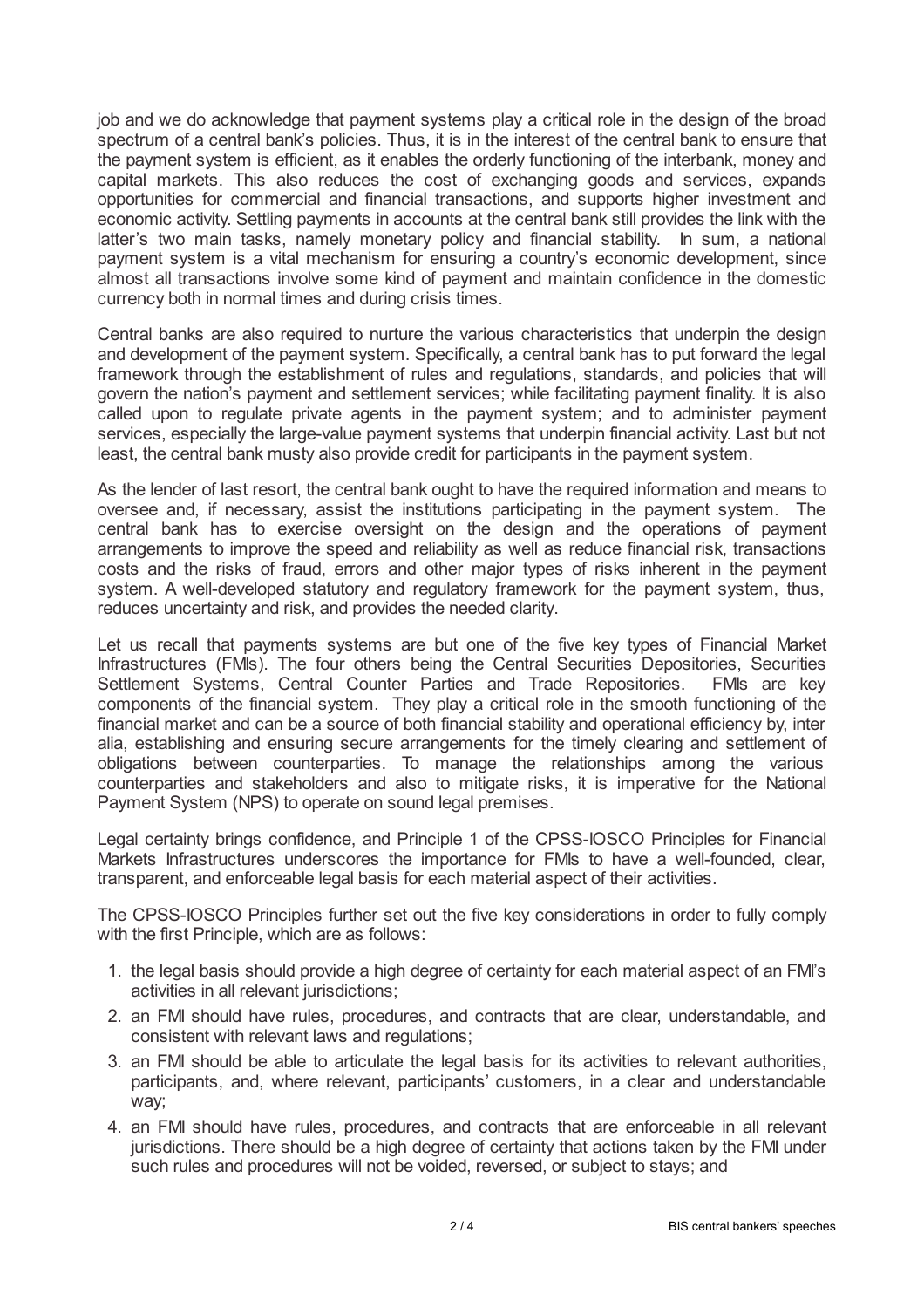job and we do acknowledge that payment systems play a critical role in the design of the broad spectrum of a central bank's policies. Thus, it is in the interest of the central bank to ensure that the payment system is efficient, as it enables the orderly functioning of the interbank, money and capital markets. This also reduces the cost of exchanging goods and services, expands opportunities for commercial and financial transactions, and supports higher investment and economic activity. Settling payments in accounts at the central bank still provides the link with the latter's two main tasks, namely monetary policy and financial stability. In sum, a national payment system is a vital mechanism for ensuring a country's economic development, since almost all transactions involve some kind of payment and maintain confidence in the domestic currency both in normal times and during crisis times.

Central banks are also required to nurture the various characteristics that underpin the design and development of the payment system. Specifically, a central bank has to put forward the legal framework through the establishment of rules and regulations, standards, and policies that will govern the nation's payment and settlement services; while facilitating payment finality. It is also called upon to regulate private agents in the payment system; and to administer payment services, especially the large-value payment systems that underpin financial activity. Last but not least, the central bank musty also provide credit for participants in the payment system.

As the lender of last resort, the central bank ought to have the required information and means to oversee and, if necessary, assist the institutions participating in the payment system. The central bank has to exercise oversight on the design and the operations of payment arrangements to improve the speed and reliability as well as reduce financial risk, transactions costs and the risks of fraud, errors and other major types of risks inherent in the payment system. A well-developed statutory and regulatory framework for the payment system, thus, reduces uncertainty and risk, and provides the needed clarity.

Let us recall that payments systems are but one of the five key types of Financial Market Infrastructures (FMIs). The four others being the Central Securities Depositories, Securities Settlement Systems, Central Counter Parties and Trade Repositories. FMIs are key components of the financial system. They play a critical role in the smooth functioning of the financial market and can be a source of both financial stability and operational efficiency by, inter alia, establishing and ensuring secure arrangements for the timely clearing and settlement of obligations between counterparties. To manage the relationships among the various counterparties and stakeholders and also to mitigate risks, it is imperative for the National Payment System (NPS) to operate on sound legal premises.

Legal certainty brings confidence, and Principle 1 of the CPSS-IOSCO Principles for Financial Markets Infrastructures underscores the importance for FMIs to have a well-founded, clear, transparent, and enforceable legal basis for each material aspect of their activities.

The CPSS-IOSCO Principles further set out the five key considerations in order to fully comply with the first Principle, which are as follows:

1. the legal basis should provide a high degree of certainty for each material aspect of an FMI's activities in all relevant jurisdictions;
2. an FMI should have rules, procedures, and contracts that are clear, understandable, and consistent with relevant laws and regulations;
3. an FMI should be able to articulate the legal basis for its activities to relevant authorities, participants, and, where relevant, participants' customers, in a clear and understandable way;
4. an FMI should have rules, procedures, and contracts that are enforceable in all relevant jurisdictions. There should be a high degree of certainty that actions taken by the FMI under such rules and procedures will not be voided, reversed, or subject to stays; and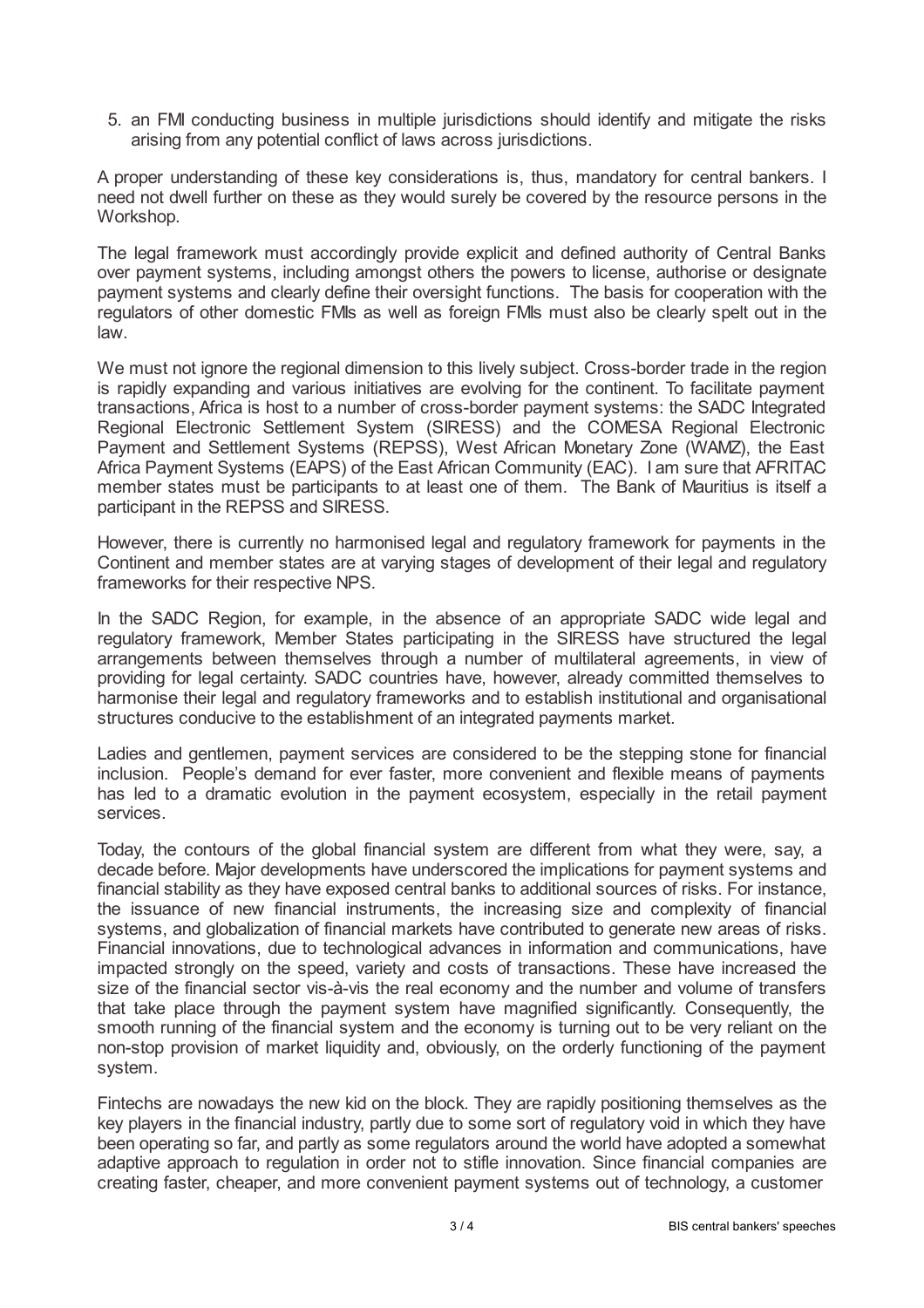5. an FMI conducting business in multiple jurisdictions should identify and mitigate the risks arising from any potential conflict of laws across jurisdictions.

A proper understanding of these key considerations is, thus, mandatory for central bankers. I need not dwell further on these as they would surely be covered by the resource persons in the Workshop.

The legal framework must accordingly provide explicit and defined authority of Central Banks over payment systems, including amongst others the powers to license, authorise or designate payment systems and clearly define their oversight functions. The basis for cooperation with the regulators of other domestic FMIs as well as foreign FMIs must also be clearly spelt out in the law.

We must not ignore the regional dimension to this lively subject. Cross-border trade in the region is rapidly expanding and various initiatives are evolving for the continent. To facilitate payment transactions, Africa is host to a number of cross-border payment systems: the SADC Integrated Regional Electronic Settlement System (SIRESS) and the COMESA Regional Electronic Payment and Settlement Systems (REPSS), West African Monetary Zone (WAMZ), the East Africa Payment Systems (EAPS) of the East African Community (EAC). I am sure that AFRITAC member states must be participants to at least one of them. The Bank of Mauritius is itself a participant in the REPSS and SIRESS.

However, there is currently no harmonised legal and regulatory framework for payments in the Continent and member states are at varying stages of development of their legal and regulatory frameworks for their respective NPS.

In the SADC Region, for example, in the absence of an appropriate SADC wide legal and regulatory framework, Member States participating in the SIRESS have structured the legal arrangements between themselves through a number of multilateral agreements, in view of providing for legal certainty. SADC countries have, however, already committed themselves to harmonise their legal and regulatory frameworks and to establish institutional and organisational structures conducive to the establishment of an integrated payments market.

Ladies and gentlemen, payment services are considered to be the stepping stone for financial inclusion. People's demand for ever faster, more convenient and flexible means of payments has led to a dramatic evolution in the payment ecosystem, especially in the retail payment services.

Today, the contours of the global financial system are different from what they were, say, a decade before. Major developments have underscored the implications for payment systems and financial stability as they have exposed central banks to additional sources of risks. For instance, the issuance of new financial instruments, the increasing size and complexity of financial systems, and globalization of financial markets have contributed to generate new areas of risks. Financial innovations, due to technological advances in information and communications, have impacted strongly on the speed, variety and costs of transactions. These have increased the size of the financial sector vis-à-vis the real economy and the number and volume of transfers that take place through the payment system have magnified significantly. Consequently, the smooth running of the financial system and the economy is turning out to be very reliant on the non-stop provision of market liquidity and, obviously, on the orderly functioning of the payment system.

Fintechs are nowadays the new kid on the block. They are rapidly positioning themselves as the key players in the financial industry, partly due to some sort of regulatory void in which they have been operating so far, and partly as some regulators around the world have adopted a somewhat adaptive approach to regulation in order not to stifle innovation. Since financial companies are creating faster, cheaper, and more convenient payment systems out of technology, a customer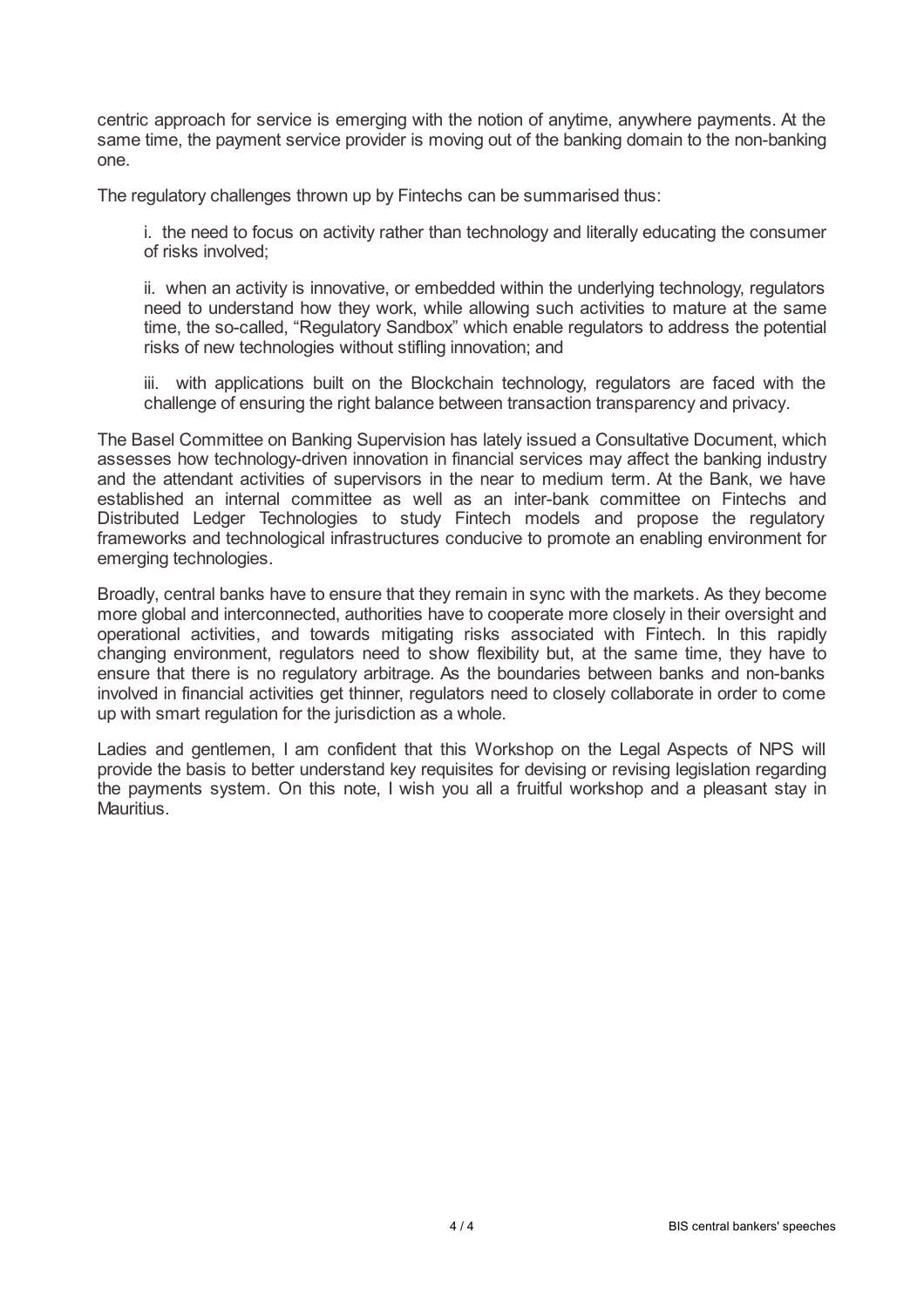centric approach for service is emerging with the notion of anytime, anywhere payments. At the same time, the payment service provider is moving out of the banking domain to the non-banking one.

The regulatory challenges thrown up by Fintechs can be summarised thus:

i. the need to focus on activity rather than technology and literally educating the consumer of risks involved;

ii. when an activity is innovative, or embedded within the underlying technology, regulators need to understand how they work, while allowing such activities to mature at the same time, the so-called, “Regulatory Sandbox” which enable regulators to address the potential risks of new technologies without stifling innovation; and

iii. with applications built on the Blockchain technology, regulators are faced with the challenge of ensuring the right balance between transaction transparency and privacy.

The Basel Committee on Banking Supervision has lately issued a Consultative Document, which assesses how technology-driven innovation in financial services may affect the banking industry and the attendant activities of supervisors in the near to medium term. At the Bank, we have established an internal committee as well as an inter-bank committee on Fintechs and Distributed Ledger Technologies to study Fintech models and propose the regulatory frameworks and technological infrastructures conducive to promote an enabling environment for emerging technologies.

Broadly, central banks have to ensure that they remain in sync with the markets. As they become more global and interconnected, authorities have to cooperate more closely in their oversight and operational activities, and towards mitigating risks associated with Fintech. In this rapidly changing environment, regulators need to show flexibility but, at the same time, they have to ensure that there is no regulatory arbitrage. As the boundaries between banks and non-banks involved in financial activities get thinner, regulators need to closely collaborate in order to come up with smart regulation for the jurisdiction as a whole.

Ladies and gentlemen, I am confident that this Workshop on the Legal Aspects of NPS will provide the basis to better understand key requisites for devising or revising legislation regarding the payments system. On this note, I wish you all a fruitful workshop and a pleasant stay in Mauritius.